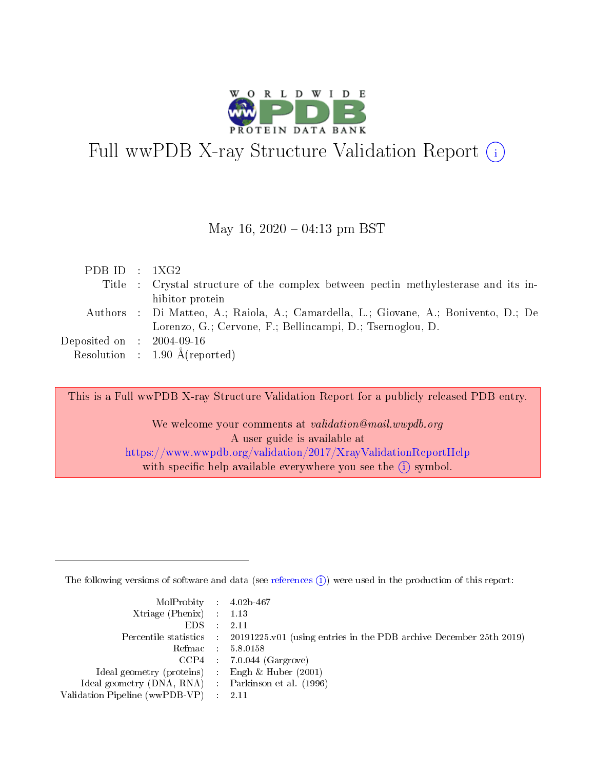# Full wwPDB X-ray Structure Validation Report (i)

May 16, 2020 – 04:13 pm BST

| | | |
|---|---|---|
| PDB ID | : | 1XG2 |
| Title | : | Crystal structure of the complex between pectin methylesterase and its inhibitor protein |
| Authors | : | Di Matteo, A.; Raiola, A.; Camardella, L.; Giovane, A.; Bonivento, D.; De Lorenzo, G.; Cervone, F.; Bellincampi, D.; Tsernoglou, D. |
| Deposited on | : | 2004-09-16 |
| Resolution | : | 1.90 Å(reported) |

This is a Full wwPDB X-ray Structure Validation Report for a publicly released PDB entry.

We welcome your comments at *validation@mail.wwpdb.org*
A user guide is available at
https://www.wwpdb.org/validation/2017/XrayValidationReportHelp
with specific help available everywhere you see the (i) symbol.

---

The following versions of software and data (see references (i)) were used in the production of this report:

| | | |
|---|---|---|
| MolProbity | : | 4.02b-467 |
| Xtriage (Phenix) | : | 1.13 |
| EDS | : | 2.11 |
| Percentile statistics | : | 20191225.v01 (using entries in the PDB archive December 25th 2019) |
| Refmac | : | 5.8.0158 |
| CCP4 | : | 7.0.044 (Gargrove) |
| Ideal geometry (proteins) | : | Engh & Huber (2001) |
| Ideal geometry (DNA, RNA) | : | Parkinson et al. (1996) |
| Validation Pipeline (wwPDB-VP) | : | 2.11 |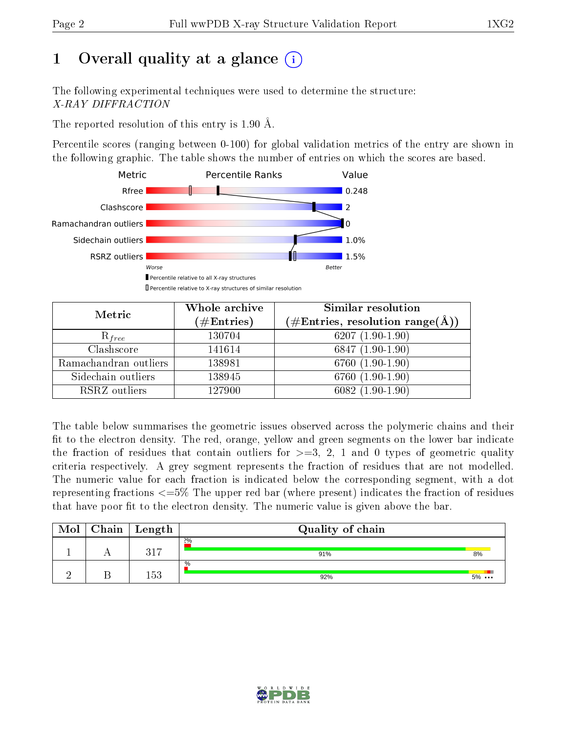# 1 Overall quality at a glance

The following experimental techniques were used to determine the structure:
*X-RAY DIFFRACTION*

The reported resolution of this entry is 1.90 Å.

Percentile scores (ranging between 0-100) for global validation metrics of the entry are shown in the following graphic. The table shows the number of entries on which the scores are based.

| Metric | Value |
|---|---|
| Rfree | 0.248 |
| Clashscore | 2 |
| Ramachandran outliers | 0 |
| Sidechain outliers | 1.0% |
| RSRZ outliers | 1.5% |

Worse — Better

▮ Percentile relative to all X-ray structures
▯ Percentile relative to X-ray structures of similar resolution

| Metric | Whole archive (#Entries) | Similar resolution (#Entries, resolution range(Å)) |
|---|---|---|
| $R_{free}$ | 130704 | 6207 (1.90-1.90) |
| Clashscore | 141614 | 6847 (1.90-1.90) |
| Ramachandran outliers | 138981 | 6760 (1.90-1.90) |
| Sidechain outliers | 138945 | 6760 (1.90-1.90) |
| RSRZ outliers | 127900 | 6082 (1.90-1.90) |

The table below summarises the geometric issues observed across the polymeric chains and their fit to the electron density. The red, orange, yellow and green segments on the lower bar indicate the fraction of residues that contain outliers for >=3, 2, 1 and 0 types of geometric quality criteria respectively. A grey segment represents the fraction of residues that are not modelled. The numeric value for each fraction is indicated below the corresponding segment, with a dot representing fractions <=5% The upper red bar (where present) indicates the fraction of residues that have poor fit to the electron density. The numeric value is given above the bar.

| Mol | Chain | Length | Quality of chain |
|---|---|---|---|
| 1 | A | 317 | 2%; 91%, 8% |
| 2 | B | 153 | %; 92%, 5% ••• |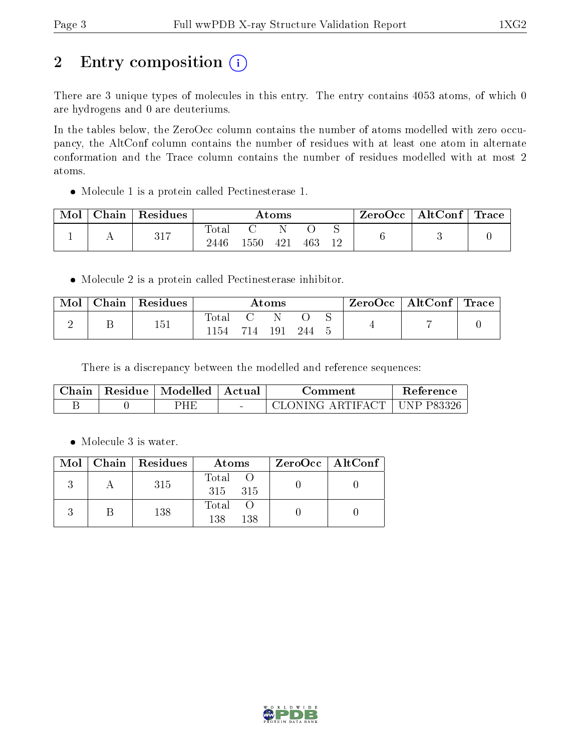# 2 Entry composition

There are 3 unique types of molecules in this entry. The entry contains 4053 atoms, of which 0 are hydrogens and 0 are deuteriums.

In the tables below, the ZeroOcc column contains the number of atoms modelled with zero occupancy, the AltConf column contains the number of residues with at least one atom in alternate conformation and the Trace column contains the number of residues modelled with at most 2 atoms.

- Molecule 1 is a protein called Pectinesterase 1.

| Mol | Chain | Residues | Atoms | | | | | ZeroOcc | AltConf | Trace |
|---|---|---|---|---|---|---|---|---|---|---|
| 1 | A | 317 | Total<br>2446 | C<br>1550 | N<br>421 | O<br>463 | S<br>12 | 6 | 3 | 0 |

- Molecule 2 is a protein called Pectinesterase inhibitor.

| Mol | Chain | Residues | Atoms | | | | | ZeroOcc | AltConf | Trace |
|---|---|---|---|---|---|---|---|---|---|---|
| 2 | B | 151 | Total<br>1154 | C<br>714 | N<br>191 | O<br>244 | S<br>5 | 4 | 7 | 0 |

There is a discrepancy between the modelled and reference sequences:

| Chain | Residue | Modelled | Actual | Comment | Reference |
|---|---|---|---|---|---|
| B | 0 | PHE | - | CLONING ARTIFACT | UNP P83326 |

- Molecule 3 is water.

| Mol | Chain | Residues | Atoms | | ZeroOcc | AltConf |
|---|---|---|---|---|---|---|
| 3 | A | 315 | Total<br>315 | O<br>315 | 0 | 0 |
| 3 | B | 138 | Total<br>138 | O<br>138 | 0 | 0 |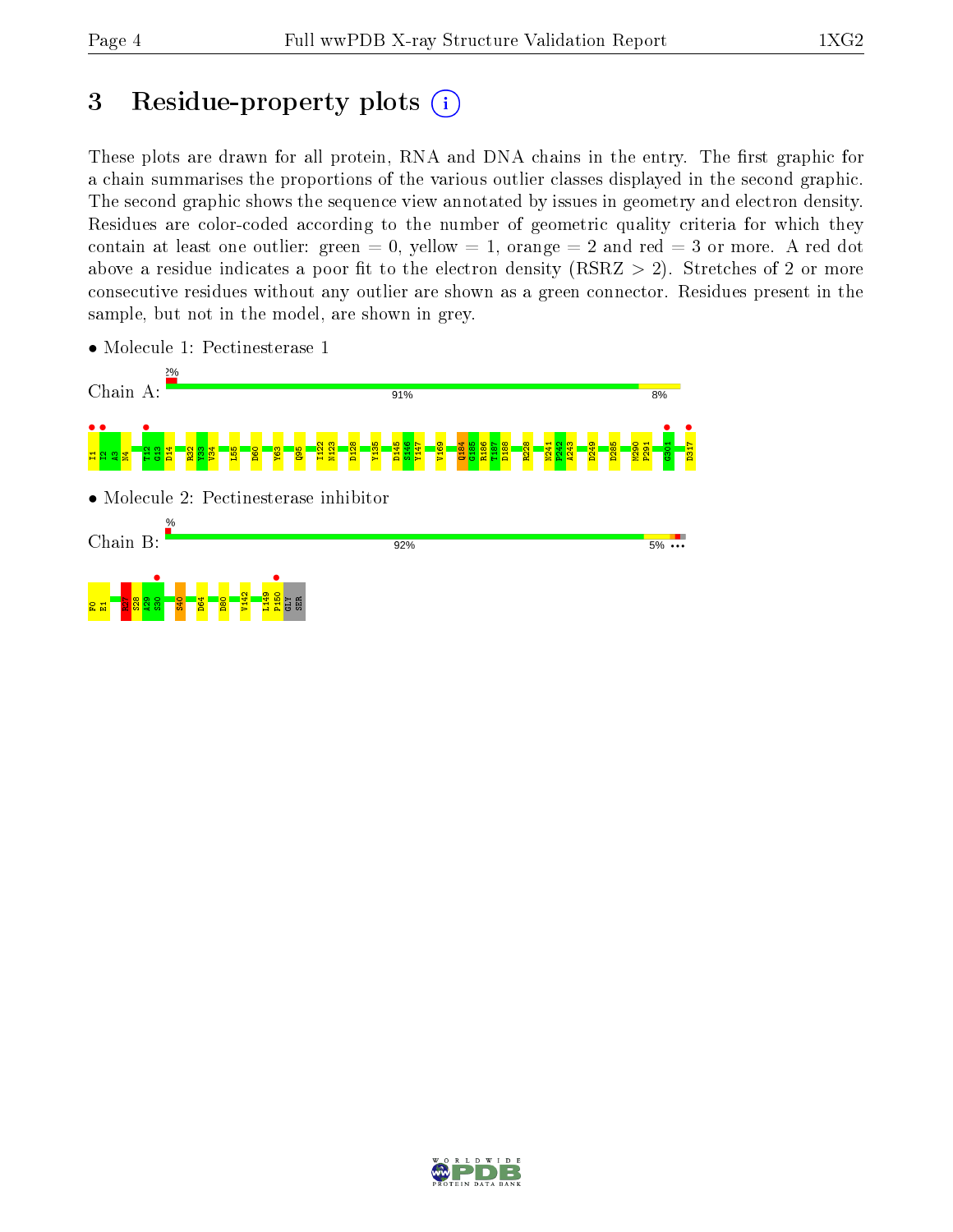# 3 Residue-property plots

These plots are drawn for all protein, RNA and DNA chains in the entry. The first graphic for a chain summarises the proportions of the various outlier classes displayed in the second graphic. The second graphic shows the sequence view annotated by issues in geometry and electron density. Residues are color-coded according to the number of geometric quality criteria for which they contain at least one outlier: green = 0, yellow = 1, orange = 2 and red = 3 or more. A red dot above a residue indicates a poor fit to the electron density (RSRZ > 2). Stretches of 2 or more consecutive residues without any outlier are shown as a green connector. Residues present in the sample, but not in the model, are shown in grey.

- Molecule 1: Pectinesterase 1

Chain A: 2% | 91% | 8%

I1 I2 A3 N4 T12 G13 D14 R32 Y33 V34 L55 D60 Y63 Q95 I122 N123 D128 Y135 D145 S146 Y147 V169 Q184 G185 R186 T187 D188 R228 N241 P242 A243 D249 D285 M290 P291 G301 D317

- Molecule 2: Pectinesterase inhibitor

Chain B: % | 92% | 5%

F0 E1 K27 S28 A29 S30 S40 D64 D80 V142 L149 P150 GLY SER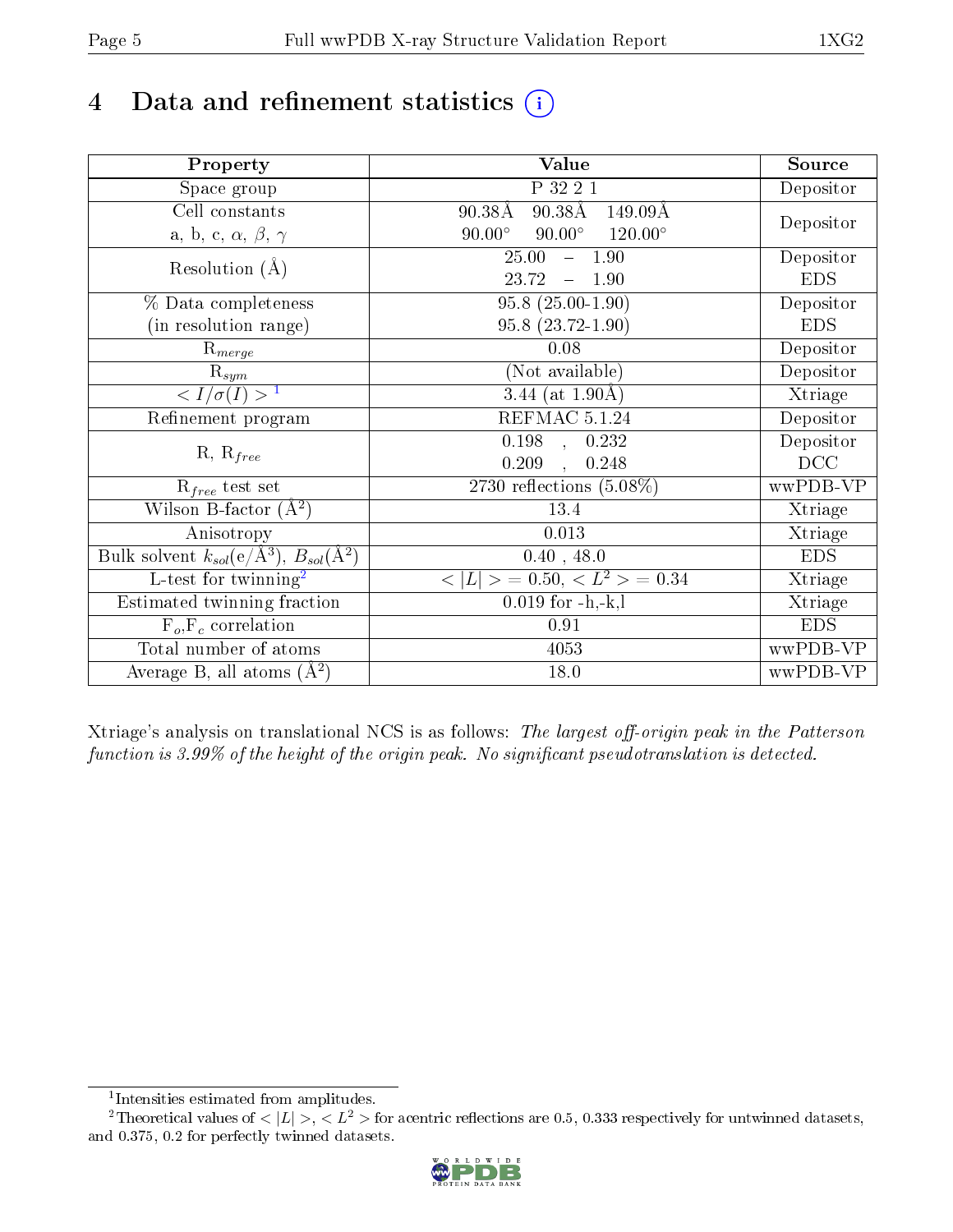# 4 Data and refinement statistics (i)

| Property | Value | Source |
|---|---|---|
| Space group | P 32 2 1 | Depositor |
| Cell constants<br>a, b, c, $\alpha$, $\beta$, $\gamma$ | 90.38Å 90.38Å 149.09Å<br>90.00° 90.00° 120.00° | Depositor |
| Resolution (Å) | 25.00 – 1.90<br>23.72 – 1.90 | Depositor<br>EDS |
| % Data completeness<br>(in resolution range) | 95.8 (25.00-1.90)<br>95.8 (23.72-1.90) | Depositor<br>EDS |
| $R_{merge}$ | 0.08 | Depositor |
| $R_{sym}$ | (Not available) | Depositor |
| $< I/\sigma(I) >$ [1] | 3.44 (at 1.90Å) | Xtriage |
| Refinement program | REFMAC 5.1.24 | Depositor |
| R, $R_{free}$ | 0.198 , 0.232<br>0.209 , 0.248 | Depositor<br>DCC |
| $R_{free}$ test set | 2730 reflections (5.08%) | wwPDB-VP |
| Wilson B-factor (Å$^2$) | 13.4 | Xtriage |
| Anisotropy | 0.013 | Xtriage |
| Bulk solvent $k_{sol}$(e/Å$^3$), $B_{sol}$(Å$^2$) | 0.40 , 48.0 | EDS |
| L-test for twinning[2] | $< \|L\| >$ = 0.50, $< L^2 >$ = 0.34 | Xtriage |
| Estimated twinning fraction | 0.019 for -h,-k,l | Xtriage |
| $F_o$,$F_c$ correlation | 0.91 | EDS |
| Total number of atoms | 4053 | wwPDB-VP |
| Average B, all atoms (Å$^2$) | 18.0 | wwPDB-VP |

Xtriage's analysis on translational NCS is as follows: *The largest off-origin peak in the Patterson function is 3.99% of the height of the origin peak. No significant pseudotranslation is detected.*

[1] Intensities estimated from amplitudes.

[2] Theoretical values of $< |L| >$, $< L^2 >$ for acentric reflections are 0.5, 0.333 respectively for untwinned datasets, and 0.375, 0.2 for perfectly twinned datasets.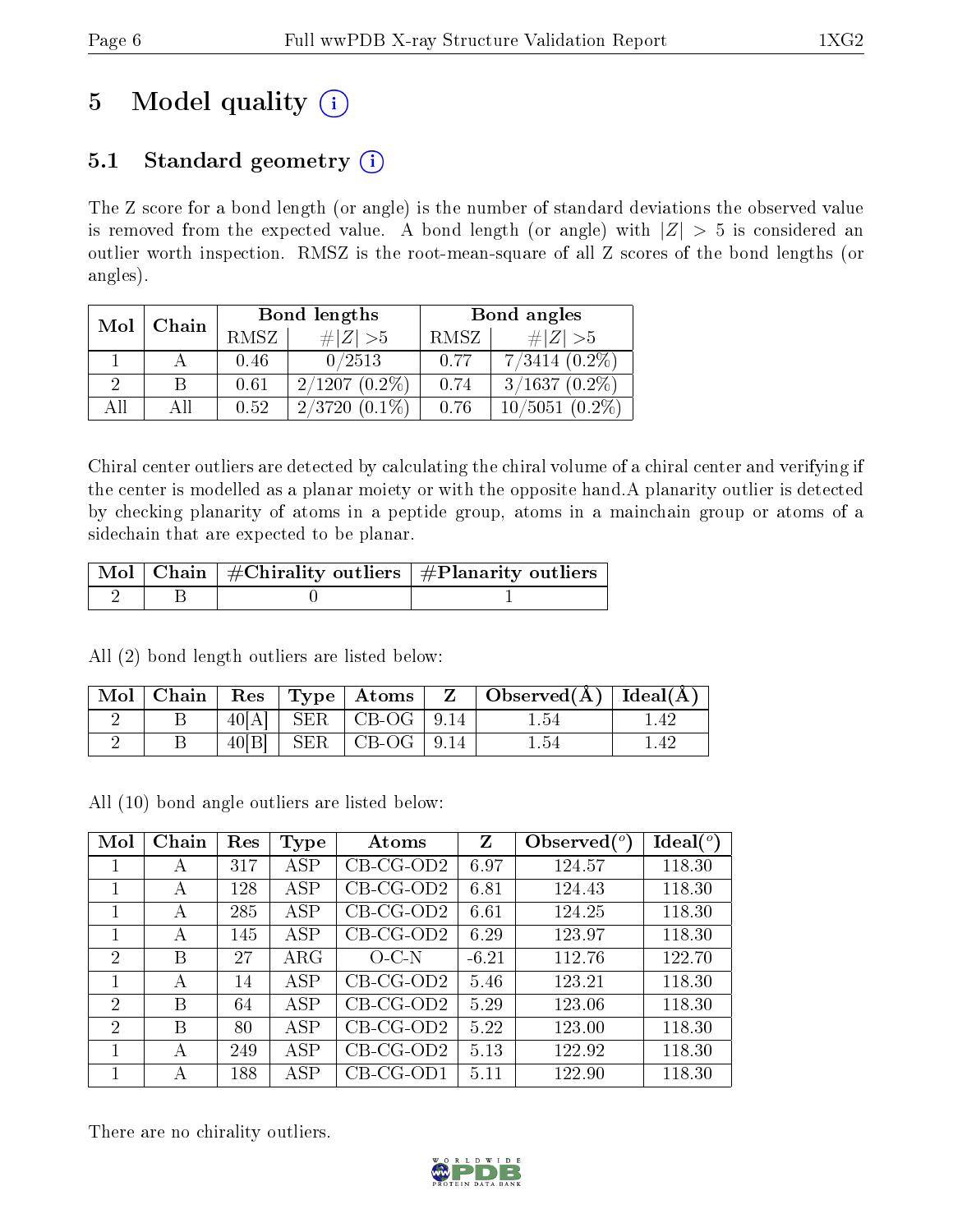# 5 Model quality (i)

## 5.1 Standard geometry (i)

The Z score for a bond length (or angle) is the number of standard deviations the observed value is removed from the expected value. A bond length (or angle) with $|Z| > 5$ is considered an outlier worth inspection. RMSZ is the root-mean-square of all Z scores of the bond lengths (or angles).

| Mol | Chain | Bond lengths | | Bond angles | |
|---|---|---|---|---|---|
| | | RMSZ | $\#\|Z\| > 5$ | RMSZ | $\#\|Z\| > 5$ |
| 1 | A | 0.46 | 0/2513 | 0.77 | 7/3414 (0.2%) |
| 2 | B | 0.61 | 2/1207 (0.2%) | 0.74 | 3/1637 (0.2%) |
| All | All | 0.52 | 2/3720 (0.1%) | 0.76 | 10/5051 (0.2%) |

Chiral center outliers are detected by calculating the chiral volume of a chiral center and verifying if the center is modelled as a planar moiety or with the opposite hand.A planarity outlier is detected by checking planarity of atoms in a peptide group, atoms in a mainchain group or atoms of a sidechain that are expected to be planar.

| Mol | Chain | #Chirality outliers | #Planarity outliers |
|---|---|---|---|
| 2 | B | 0 | 1 |

All (2) bond length outliers are listed below:

| Mol | Chain | Res | Type | Atoms | Z | Observed(Å) | Ideal(Å) |
|---|---|---|---|---|---|---|---|
| 2 | B | 40[A] | SER | CB-OG | 9.14 | 1.54 | 1.42 |
| 2 | B | 40[B] | SER | CB-OG | 9.14 | 1.54 | 1.42 |

All (10) bond angle outliers are listed below:

| Mol | Chain | Res | Type | Atoms | Z | Observed($^o$) | Ideal($^o$) |
|---|---|---|---|---|---|---|---|
| 1 | A | 317 | ASP | CB-CG-OD2 | 6.97 | 124.57 | 118.30 |
| 1 | A | 128 | ASP | CB-CG-OD2 | 6.81 | 124.43 | 118.30 |
| 1 | A | 285 | ASP | CB-CG-OD2 | 6.61 | 124.25 | 118.30 |
| 1 | A | 145 | ASP | CB-CG-OD2 | 6.29 | 123.97 | 118.30 |
| 2 | B | 27 | ARG | O-C-N | -6.21 | 112.76 | 122.70 |
| 1 | A | 14 | ASP | CB-CG-OD2 | 5.46 | 123.21 | 118.30 |
| 2 | B | 64 | ASP | CB-CG-OD2 | 5.29 | 123.06 | 118.30 |
| 2 | B | 80 | ASP | CB-CG-OD2 | 5.22 | 123.00 | 118.30 |
| 1 | A | 249 | ASP | CB-CG-OD2 | 5.13 | 122.92 | 118.30 |
| 1 | A | 188 | ASP | CB-CG-OD1 | 5.11 | 122.90 | 118.30 |

There are no chirality outliers.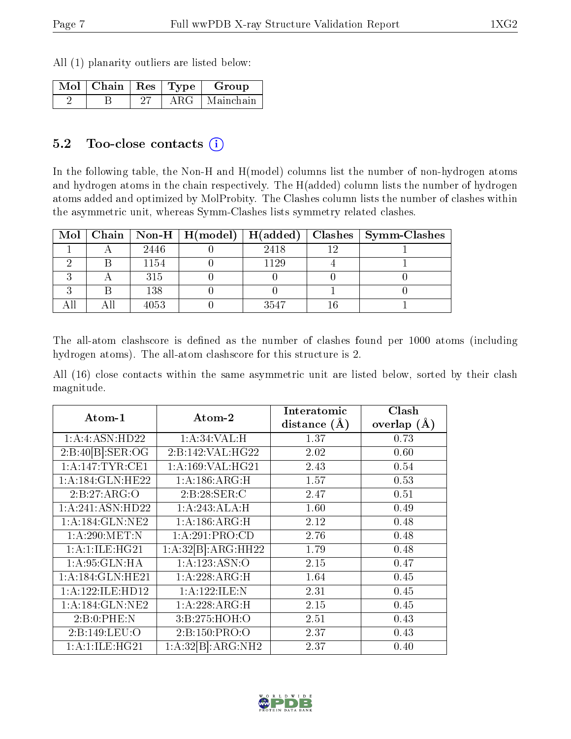All (1) planarity outliers are listed below:

| Mol | Chain | Res | Type | Group |
|---|---|---|---|---|
| 2 | B | 27 | ARG | Mainchain |

## 5.2 Too-close contacts (i)

In the following table, the Non-H and H(model) columns list the number of non-hydrogen atoms and hydrogen atoms in the chain respectively. The H(added) column lists the number of hydrogen atoms added and optimized by MolProbity. The Clashes column lists the number of clashes within the asymmetric unit, whereas Symm-Clashes lists symmetry related clashes.

| Mol | Chain | Non-H | H(model) | H(added) | Clashes | Symm-Clashes |
|---|---|---|---|---|---|---|
| 1 | A | 2446 | 0 | 2418 | 12 | 1 |
| 2 | B | 1154 | 0 | 1129 | 4 | 1 |
| 3 | A | 315 | 0 | 0 | 0 | 0 |
| 3 | B | 138 | 0 | 0 | 1 | 0 |
| All | All | 4053 | 0 | 3547 | 16 | 1 |

The all-atom clashscore is defined as the number of clashes found per 1000 atoms (including hydrogen atoms). The all-atom clashscore for this structure is 2.

All (16) close contacts within the same asymmetric unit are listed below, sorted by their clash magnitude.

| Atom-1 | Atom-2 | Interatomic distance (Å) | Clash overlap (Å) |
|---|---|---|---|
| 1:A:4:ASN:HD22 | 1:A:34:VAL:H | 1.37 | 0.73 |
| 2:B:40[B]:SER:OG | 2:B:142:VAL:HG22 | 2.02 | 0.60 |
| 1:A:147:TYR:CE1 | 1:A:169:VAL:HG21 | 2.43 | 0.54 |
| 1:A:184:GLN:HE22 | 1:A:186:ARG:H | 1.57 | 0.53 |
| 2:B:27:ARG:O | 2:B:28:SER:C | 2.47 | 0.51 |
| 1:A:241:ASN:HD22 | 1:A:243:ALA:H | 1.60 | 0.49 |
| 1:A:184:GLN:NE2 | 1:A:186:ARG:H | 2.12 | 0.48 |
| 1:A:290:MET:N | 1:A:291:PRO:CD | 2.76 | 0.48 |
| 1:A:1:ILE:HG21 | 1:A:32[B]:ARG:HH22 | 1.79 | 0.48 |
| 1:A:95:GLN:HA | 1:A:123:ASN:O | 2.15 | 0.47 |
| 1:A:184:GLN:HE21 | 1:A:228:ARG:H | 1.64 | 0.45 |
| 1:A:122:ILE:HD12 | 1:A:122:ILE:N | 2.31 | 0.45 |
| 1:A:184:GLN:NE2 | 1:A:228:ARG:H | 2.15 | 0.45 |
| 2:B:0:PHE:N | 3:B:275:HOH:O | 2.51 | 0.43 |
| 2:B:149:LEU:O | 2:B:150:PRO:O | 2.37 | 0.43 |
| 1:A:1:ILE:HG21 | 1:A:32[B]:ARG:NH2 | 2.37 | 0.40 |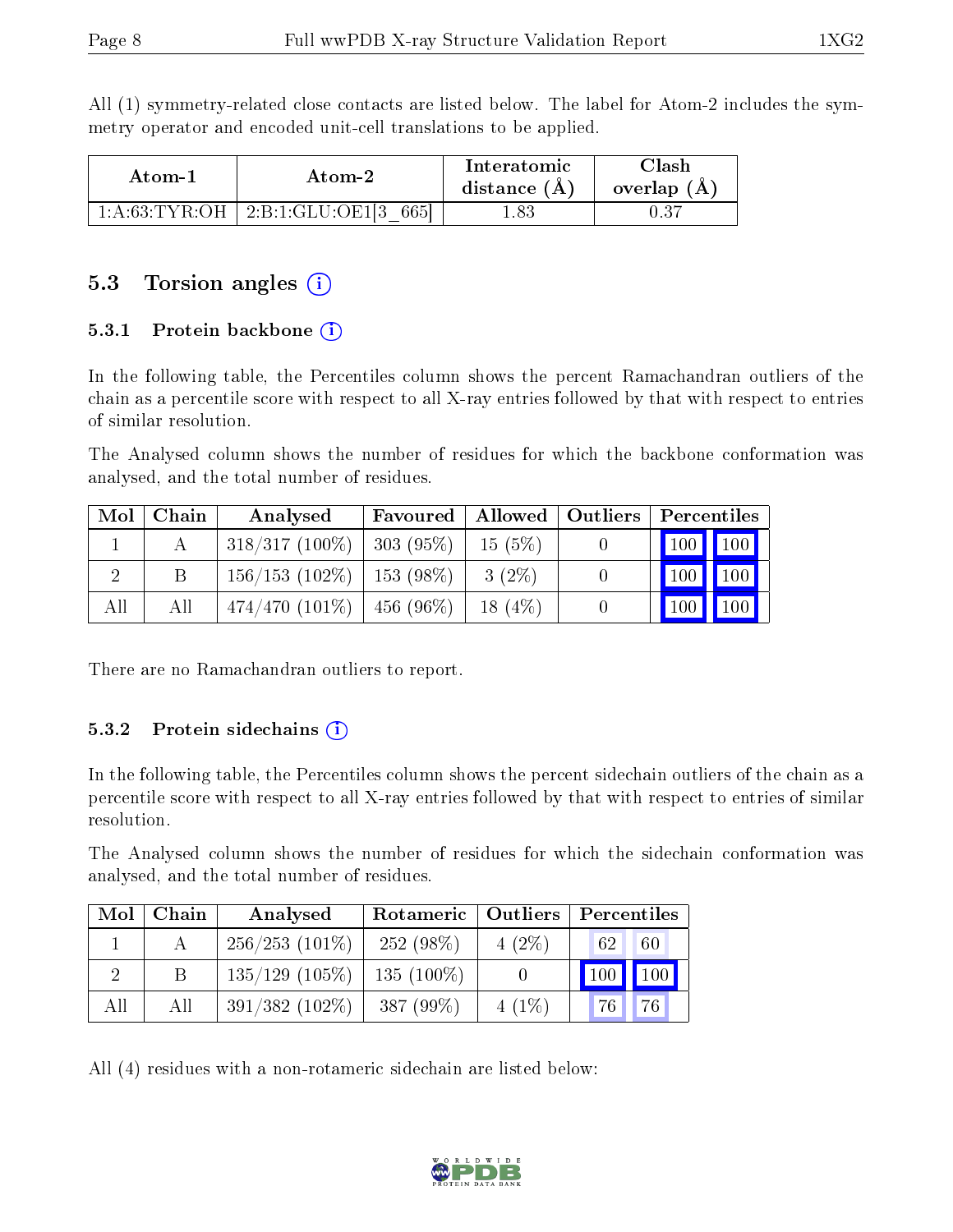All (1) symmetry-related close contacts are listed below. The label for Atom-2 includes the symmetry operator and encoded unit-cell translations to be applied.

| Atom-1 | Atom-2 | Interatomic distance (Å) | Clash overlap (Å) |
|---|---|---|---|
| 1:A:63:TYR:OH | 2:B:1:GLU:OE1[3_665] | 1.83 | 0.37 |

## 5.3 Torsion angles

### 5.3.1 Protein backbone

In the following table, the Percentiles column shows the percent Ramachandran outliers of the chain as a percentile score with respect to all X-ray entries followed by that with respect to entries of similar resolution.

The Analysed column shows the number of residues for which the backbone conformation was analysed, and the total number of residues.

| Mol | Chain | Analysed | Favoured | Allowed | Outliers | Percentiles | |
|---|---|---|---|---|---|---|---|
| 1 | A | 318/317 (100%) | 303 (95%) | 15 (5%) | 0 | 100 | 100 |
| 2 | B | 156/153 (102%) | 153 (98%) | 3 (2%) | 0 | 100 | 100 |
| All | All | 474/470 (101%) | 456 (96%) | 18 (4%) | 0 | 100 | 100 |

There are no Ramachandran outliers to report.

### 5.3.2 Protein sidechains

In the following table, the Percentiles column shows the percent sidechain outliers of the chain as a percentile score with respect to all X-ray entries followed by that with respect to entries of similar resolution.

The Analysed column shows the number of residues for which the sidechain conformation was analysed, and the total number of residues.

| Mol | Chain | Analysed | Rotameric | Outliers | Percentiles | |
|---|---|---|---|---|---|---|
| 1 | A | 256/253 (101%) | 252 (98%) | 4 (2%) | 62 | 60 |
| 2 | B | 135/129 (105%) | 135 (100%) | 0 | 100 | 100 |
| All | All | 391/382 (102%) | 387 (99%) | 4 (1%) | 76 | 76 |

All (4) residues with a non-rotameric sidechain are listed below: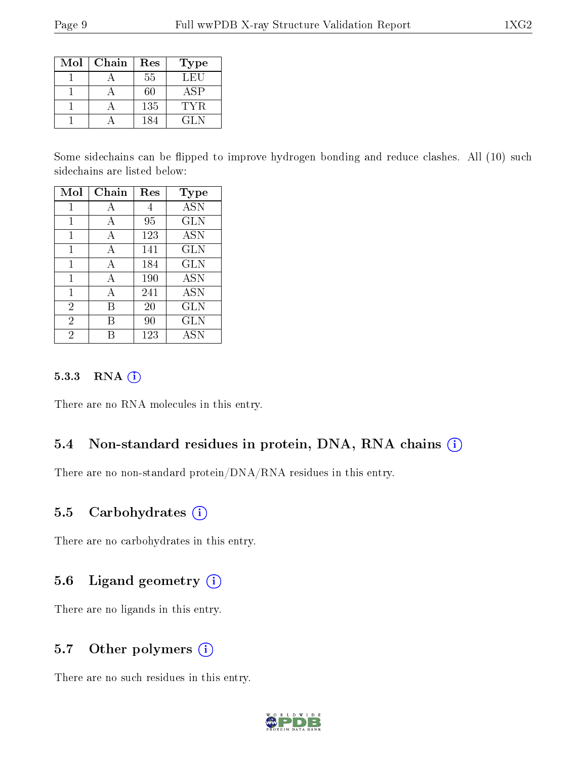| Mol | Chain | Res | Type |
|---|---|---|---|
| 1 | A | 55 | LEU |
| 1 | A | 60 | ASP |
| 1 | A | 135 | TYR |
| 1 | A | 184 | GLN |

Some sidechains can be flipped to improve hydrogen bonding and reduce clashes. All (10) such sidechains are listed below:

| Mol | Chain | Res | Type |
|---|---|---|---|
| 1 | A | 4 | ASN |
| 1 | A | 95 | GLN |
| 1 | A | 123 | ASN |
| 1 | A | 141 | GLN |
| 1 | A | 184 | GLN |
| 1 | A | 190 | ASN |
| 1 | A | 241 | ASN |
| 2 | B | 20 | GLN |
| 2 | B | 90 | GLN |
| 2 | B | 123 | ASN |

### 5.3.3 RNA

There are no RNA molecules in this entry.

## 5.4 Non-standard residues in protein, DNA, RNA chains

There are no non-standard protein/DNA/RNA residues in this entry.

## 5.5 Carbohydrates

There are no carbohydrates in this entry.

## 5.6 Ligand geometry

There are no ligands in this entry.

## 5.7 Other polymers

There are no such residues in this entry.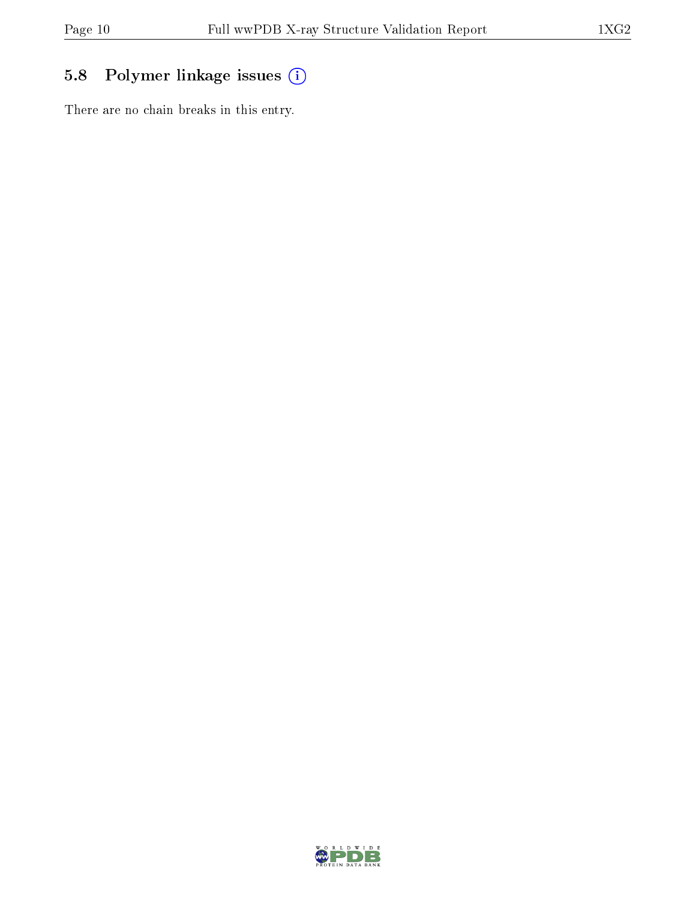## 5.8 Polymer linkage issues

There are no chain breaks in this entry.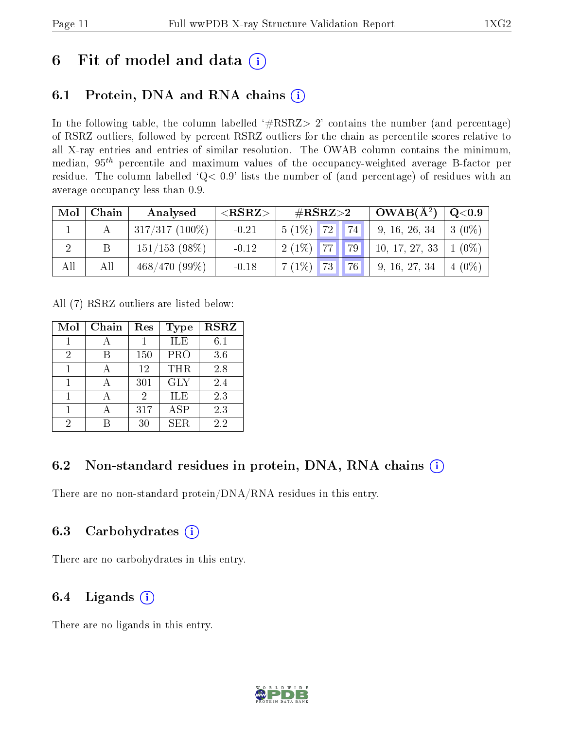# 6 Fit of model and data (i)

## 6.1 Protein, DNA and RNA chains (i)

In the following table, the column labelled '#RSRZ> 2' contains the number (and percentage) of RSRZ outliers, followed by percent RSRZ outliers for the chain as percentile scores relative to all X-ray entries and entries of similar resolution. The OWAB column contains the minimum, median, $95^{th}$ percentile and maximum values of the occupancy-weighted average B-factor per residue. The column labelled 'Q< 0.9' lists the number of (and percentage) of residues with an average occupancy less than 0.9.

| Mol | Chain | Analysed | <RSRZ> | #RSRZ>2 | | | OWAB(Å$^2$) | Q<0.9 |
|---|---|---|---|---|---|---|---|---|
| 1 | A | 317/317 (100%) | -0.21 | 5 (1%) | 72 | 74 | 9, 16, 26, 34 | 3 (0%) |
| 2 | B | 151/153 (98%) | -0.12 | 2 (1%) | 77 | 79 | 10, 17, 27, 33 | 1 (0%) |
| All | All | 468/470 (99%) | -0.18 | 7 (1%) | 73 | 76 | 9, 16, 27, 34 | 4 (0%) |

All (7) RSRZ outliers are listed below:

| Mol | Chain | Res | Type | RSRZ |
|---|---|---|---|---|
| 1 | A | 1 | ILE | 6.1 |
| 2 | B | 150 | PRO | 3.6 |
| 1 | A | 12 | THR | 2.8 |
| 1 | A | 301 | GLY | 2.4 |
| 1 | A | 2 | ILE | 2.3 |
| 1 | A | 317 | ASP | 2.3 |
| 2 | B | 30 | SER | 2.2 |

## 6.2 Non-standard residues in protein, DNA, RNA chains (i)

There are no non-standard protein/DNA/RNA residues in this entry.

## 6.3 Carbohydrates (i)

There are no carbohydrates in this entry.

## 6.4 Ligands (i)

There are no ligands in this entry.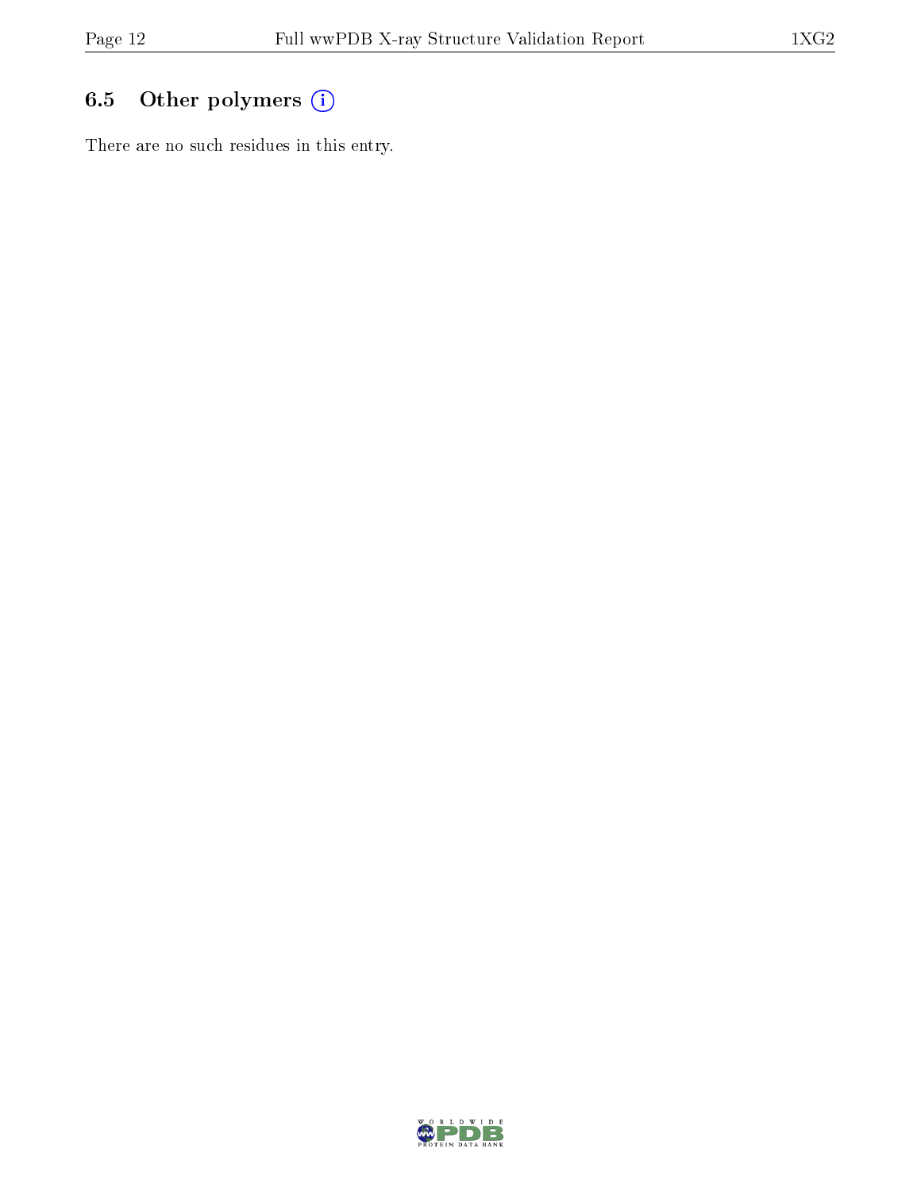## 6.5 Other polymers (i)

There are no such residues in this entry.